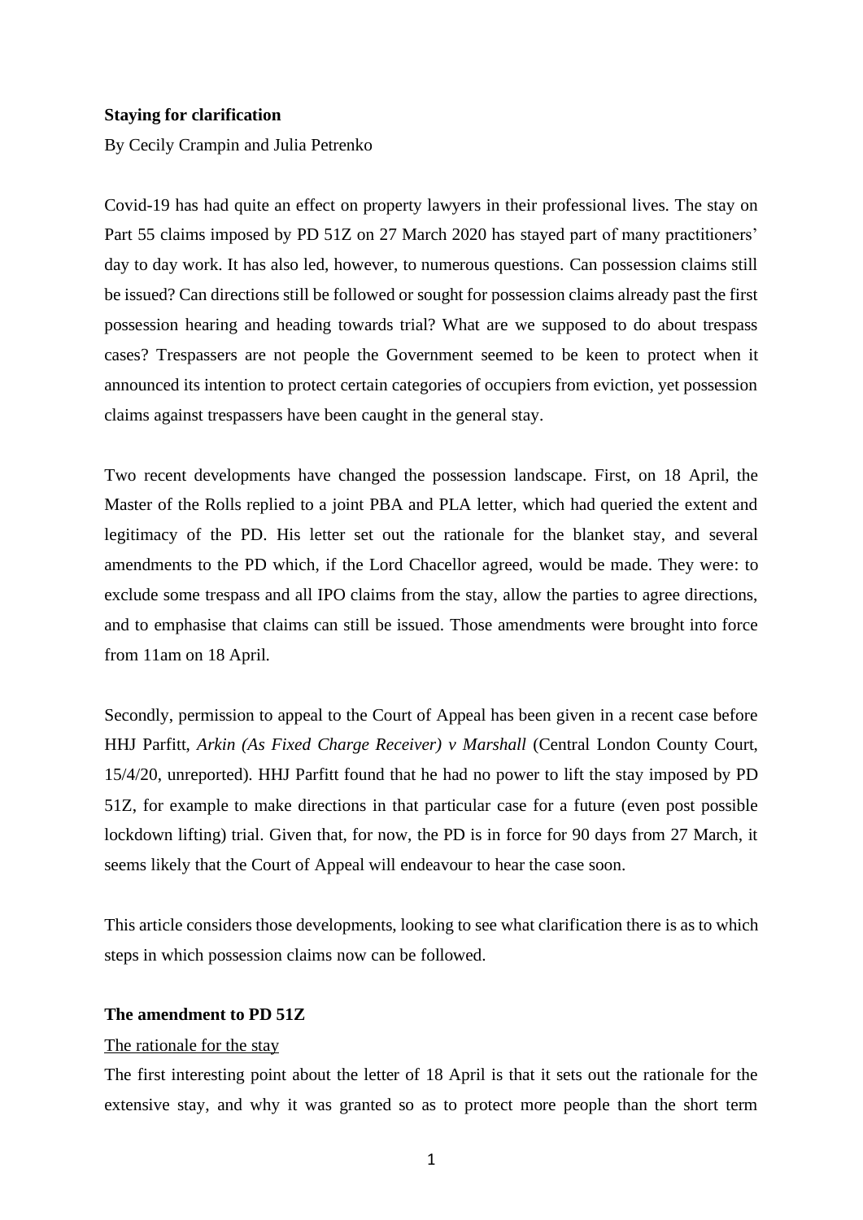**Staying for clarification**

By Cecily Crampin and Julia Petrenko

Covid-19 has had quite an effect on property lawyers in their professional lives. The stay on Part 55 claims imposed by PD 51Z on 27 March 2020 has stayed part of many practitioners' day to day work. It has also led, however, to numerous questions. Can possession claims still be issued? Can directions still be followed or sought for possession claims already past the first possession hearing and heading towards trial? What are we supposed to do about trespass cases? Trespassers are not people the Government seemed to be keen to protect when it announced its intention to protect certain categories of occupiers from eviction, yet possession claims against trespassers have been caught in the general stay.

Two recent developments have changed the possession landscape. First, on 18 April, the Master of the Rolls replied to a joint PBA and PLA letter, which had queried the extent and legitimacy of the PD. His letter set out the rationale for the blanket stay, and several amendments to the PD which, if the Lord Chacellor agreed, would be made. They were: to exclude some trespass and all IPO claims from the stay, allow the parties to agree directions, and to emphasise that claims can still be issued. Those amendments were brought into force from 11am on 18 April.

Secondly, permission to appeal to the Court of Appeal has been given in a recent case before HHJ Parfitt, *Arkin (As Fixed Charge Receiver) v Marshall* (Central London County Court, 15/4/20, unreported). HHJ Parfitt found that he had no power to lift the stay imposed by PD 51Z, for example to make directions in that particular case for a future (even post possible lockdown lifting) trial. Given that, for now, the PD is in force for 90 days from 27 March, it seems likely that the Court of Appeal will endeavour to hear the case soon.

This article considers those developments, looking to see what clarification there is as to which steps in which possession claims now can be followed.

**The amendment to PD 51Z**

<u>The rationale for the stay</u>

The first interesting point about the letter of 18 April is that it sets out the rationale for the extensive stay, and why it was granted so as to protect more people than the short term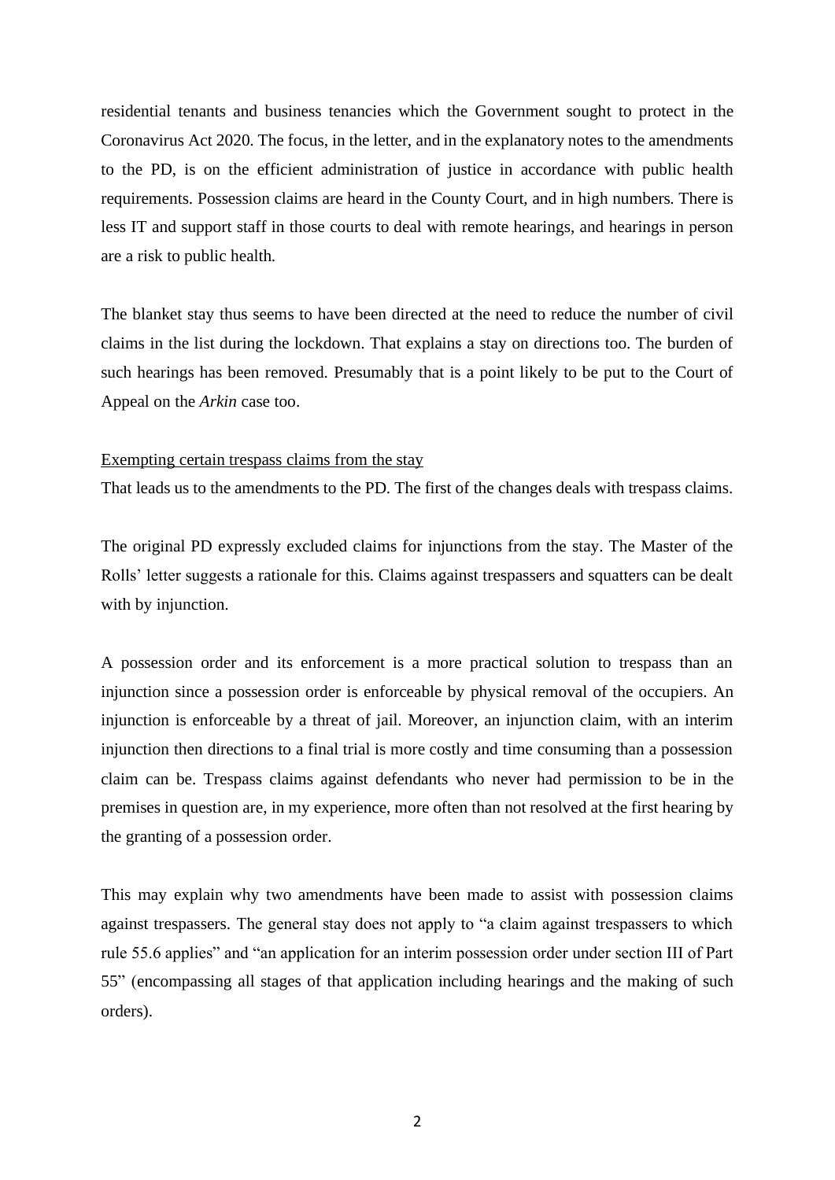residential tenants and business tenancies which the Government sought to protect in the Coronavirus Act 2020. The focus, in the letter, and in the explanatory notes to the amendments to the PD, is on the efficient administration of justice in accordance with public health requirements. Possession claims are heard in the County Court, and in high numbers. There is less IT and support staff in those courts to deal with remote hearings, and hearings in person are a risk to public health.

The blanket stay thus seems to have been directed at the need to reduce the number of civil claims in the list during the lockdown. That explains a stay on directions too. The burden of such hearings has been removed. Presumably that is a point likely to be put to the Court of Appeal on the *Arkin* case too.

<u>Exempting certain trespass claims from the stay</u>

That leads us to the amendments to the PD. The first of the changes deals with trespass claims.

The original PD expressly excluded claims for injunctions from the stay. The Master of the Rolls' letter suggests a rationale for this. Claims against trespassers and squatters can be dealt with by injunction.

A possession order and its enforcement is a more practical solution to trespass than an injunction since a possession order is enforceable by physical removal of the occupiers. An injunction is enforceable by a threat of jail. Moreover, an injunction claim, with an interim injunction then directions to a final trial is more costly and time consuming than a possession claim can be. Trespass claims against defendants who never had permission to be in the premises in question are, in my experience, more often than not resolved at the first hearing by the granting of a possession order.

This may explain why two amendments have been made to assist with possession claims against trespassers. The general stay does not apply to "a claim against trespassers to which rule 55.6 applies" and "an application for an interim possession order under section III of Part 55" (encompassing all stages of that application including hearings and the making of such orders).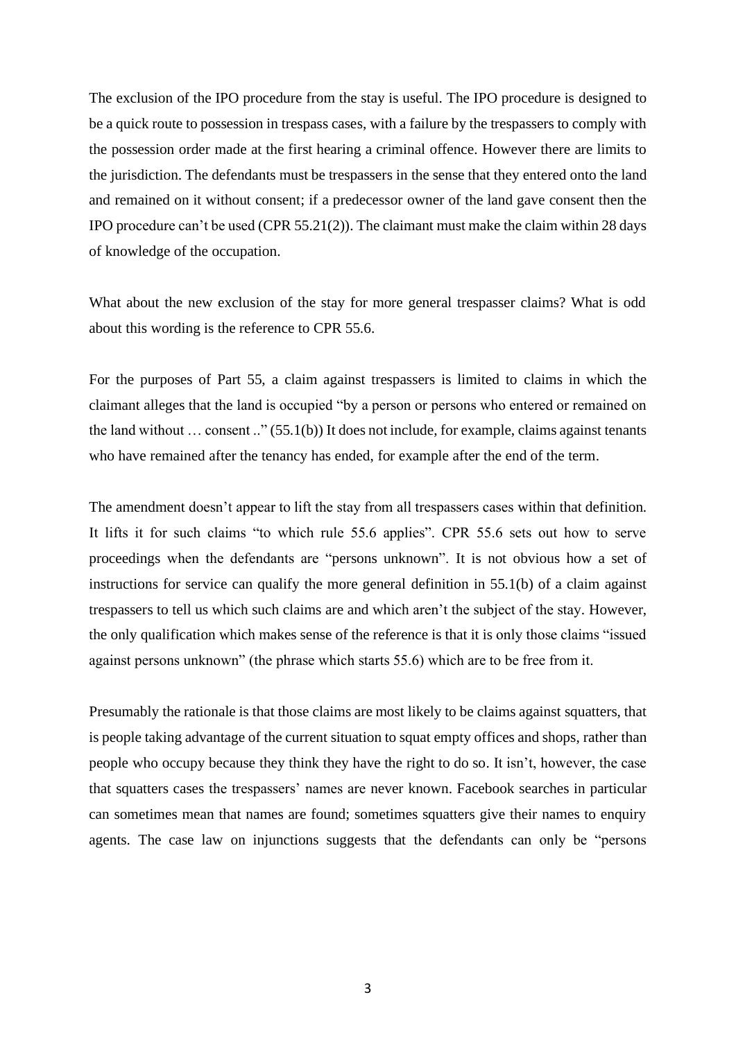The exclusion of the IPO procedure from the stay is useful. The IPO procedure is designed to be a quick route to possession in trespass cases, with a failure by the trespassers to comply with the possession order made at the first hearing a criminal offence. However there are limits to the jurisdiction. The defendants must be trespassers in the sense that they entered onto the land and remained on it without consent; if a predecessor owner of the land gave consent then the IPO procedure can't be used (CPR 55.21(2)). The claimant must make the claim within 28 days of knowledge of the occupation.

What about the new exclusion of the stay for more general trespasser claims? What is odd about this wording is the reference to CPR 55.6.

For the purposes of Part 55, a claim against trespassers is limited to claims in which the claimant alleges that the land is occupied "by a person or persons who entered or remained on the land without … consent .." (55.1(b)) It does not include, for example, claims against tenants who have remained after the tenancy has ended, for example after the end of the term.

The amendment doesn't appear to lift the stay from all trespassers cases within that definition. It lifts it for such claims "to which rule 55.6 applies". CPR 55.6 sets out how to serve proceedings when the defendants are "persons unknown". It is not obvious how a set of instructions for service can qualify the more general definition in 55.1(b) of a claim against trespassers to tell us which such claims are and which aren't the subject of the stay. However, the only qualification which makes sense of the reference is that it is only those claims "issued against persons unknown" (the phrase which starts 55.6) which are to be free from it.

Presumably the rationale is that those claims are most likely to be claims against squatters, that is people taking advantage of the current situation to squat empty offices and shops, rather than people who occupy because they think they have the right to do so. It isn't, however, the case that squatters cases the trespassers' names are never known. Facebook searches in particular can sometimes mean that names are found; sometimes squatters give their names to enquiry agents. The case law on injunctions suggests that the defendants can only be "persons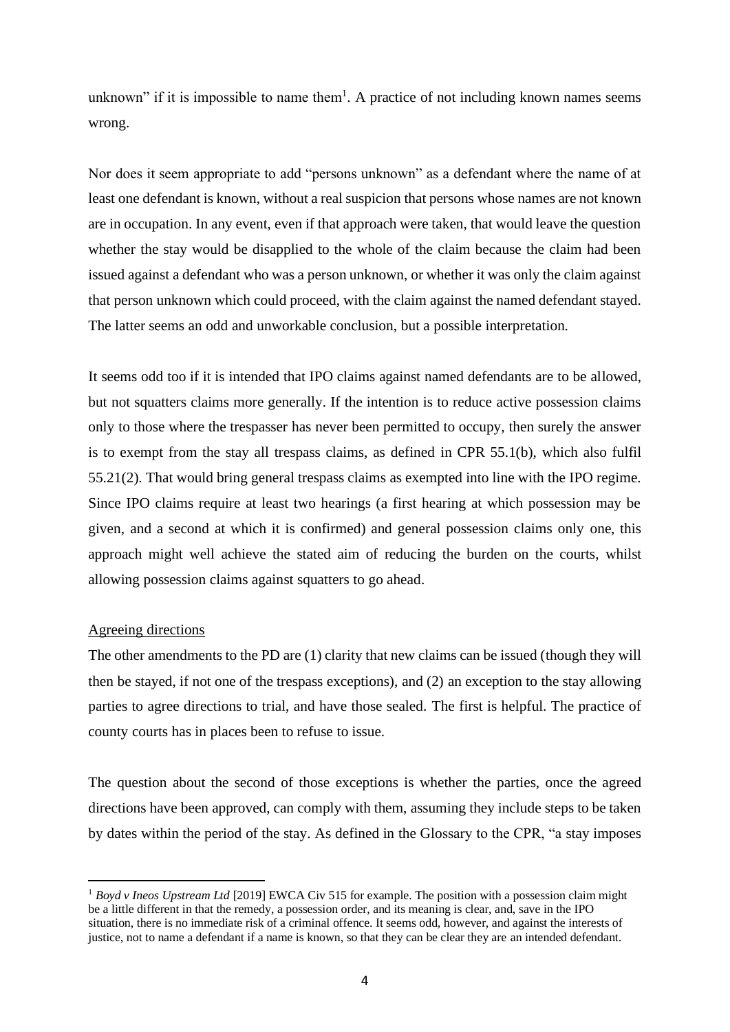unknown" if it is impossible to name them[1]. A practice of not including known names seems wrong.

Nor does it seem appropriate to add "persons unknown" as a defendant where the name of at least one defendant is known, without a real suspicion that persons whose names are not known are in occupation. In any event, even if that approach were taken, that would leave the question whether the stay would be disapplied to the whole of the claim because the claim had been issued against a defendant who was a person unknown, or whether it was only the claim against that person unknown which could proceed, with the claim against the named defendant stayed. The latter seems an odd and unworkable conclusion, but a possible interpretation.

It seems odd too if it is intended that IPO claims against named defendants are to be allowed, but not squatters claims more generally. If the intention is to reduce active possession claims only to those where the trespasser has never been permitted to occupy, then surely the answer is to exempt from the stay all trespass claims, as defined in CPR 55.1(b), which also fulfil 55.21(2). That would bring general trespass claims as exempted into line with the IPO regime. Since IPO claims require at least two hearings (a first hearing at which possession may be given, and a second at which it is confirmed) and general possession claims only one, this approach might well achieve the stated aim of reducing the burden on the courts, whilst allowing possession claims against squatters to go ahead.

<u>Agreeing directions</u>

The other amendments to the PD are (1) clarity that new claims can be issued (though they will then be stayed, if not one of the trespass exceptions), and (2) an exception to the stay allowing parties to agree directions to trial, and have those sealed. The first is helpful. The practice of county courts has in places been to refuse to issue.

The question about the second of those exceptions is whether the parties, once the agreed directions have been approved, can comply with them, assuming they include steps to be taken by dates within the period of the stay. As defined in the Glossary to the CPR, "a stay imposes

---

[1] *Boyd v Ineos Upstream Ltd* [2019] EWCA Civ 515 for example. The position with a possession claim might be a little different in that the remedy, a possession order, and its meaning is clear, and, save in the IPO situation, there is no immediate risk of a criminal offence. It seems odd, however, and against the interests of justice, not to name a defendant if a name is known, so that they can be clear they are an intended defendant.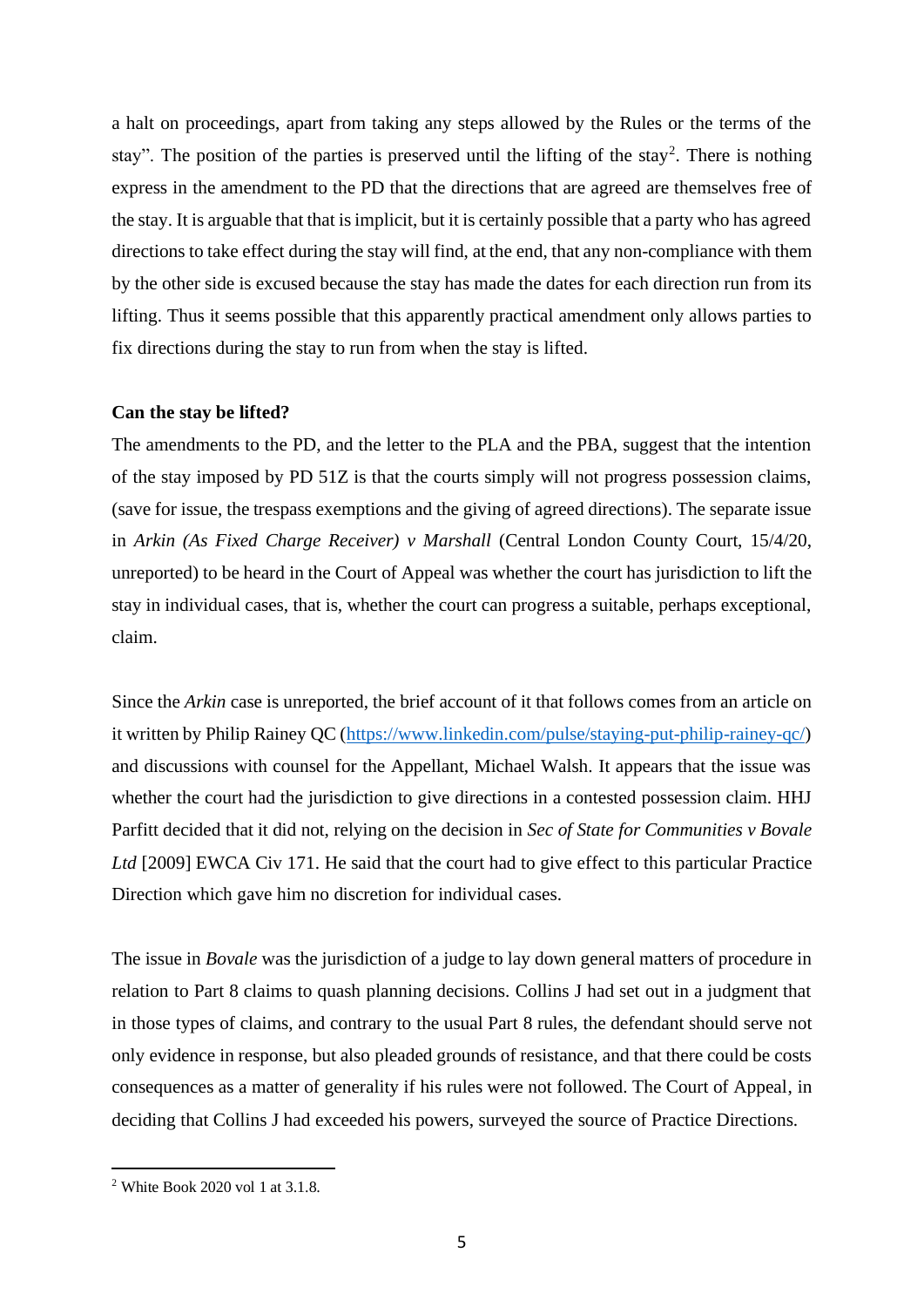a halt on proceedings, apart from taking any steps allowed by the Rules or the terms of the stay". The position of the parties is preserved until the lifting of the stay[2]. There is nothing express in the amendment to the PD that the directions that are agreed are themselves free of the stay. It is arguable that that is implicit, but it is certainly possible that a party who has agreed directions to take effect during the stay will find, at the end, that any non-compliance with them by the other side is excused because the stay has made the dates for each direction run from its lifting. Thus it seems possible that this apparently practical amendment only allows parties to fix directions during the stay to run from when the stay is lifted.

**Can the stay be lifted?**

The amendments to the PD, and the letter to the PLA and the PBA, suggest that the intention of the stay imposed by PD 51Z is that the courts simply will not progress possession claims, (save for issue, the trespass exemptions and the giving of agreed directions). The separate issue in *Arkin (As Fixed Charge Receiver) v Marshall* (Central London County Court, 15/4/20, unreported) to be heard in the Court of Appeal was whether the court has jurisdiction to lift the stay in individual cases, that is, whether the court can progress a suitable, perhaps exceptional, claim.

Since the *Arkin* case is unreported, the brief account of it that follows comes from an article on it written by Philip Rainey QC (https://www.linkedin.com/pulse/staying-put-philip-rainey-qc/) and discussions with counsel for the Appellant, Michael Walsh. It appears that the issue was whether the court had the jurisdiction to give directions in a contested possession claim. HHJ Parfitt decided that it did not, relying on the decision in *Sec of State for Communities v Bovale Ltd* [2009] EWCA Civ 171. He said that the court had to give effect to this particular Practice Direction which gave him no discretion for individual cases.

The issue in *Bovale* was the jurisdiction of a judge to lay down general matters of procedure in relation to Part 8 claims to quash planning decisions. Collins J had set out in a judgment that in those types of claims, and contrary to the usual Part 8 rules, the defendant should serve not only evidence in response, but also pleaded grounds of resistance, and that there could be costs consequences as a matter of generality if his rules were not followed. The Court of Appeal, in deciding that Collins J had exceeded his powers, surveyed the source of Practice Directions.

---

[2] White Book 2020 vol 1 at 3.1.8.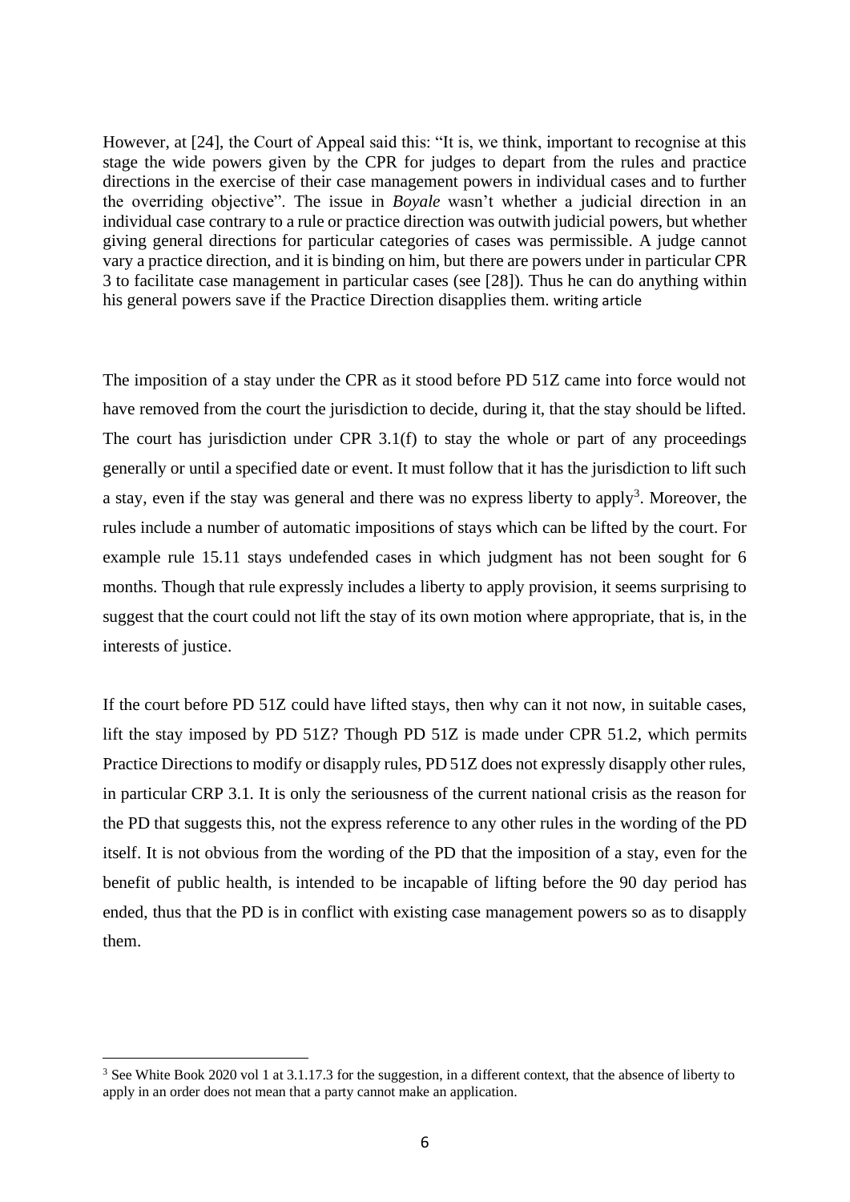However, at [24], the Court of Appeal said this: "It is, we think, important to recognise at this stage the wide powers given by the CPR for judges to depart from the rules and practice directions in the exercise of their case management powers in individual cases and to further the overriding objective". The issue in *Boyale* wasn't whether a judicial direction in an individual case contrary to a rule or practice direction was outwith judicial powers, but whether giving general directions for particular categories of cases was permissible. A judge cannot vary a practice direction, and it is binding on him, but there are powers under in particular CPR 3 to facilitate case management in particular cases (see [28]). Thus he can do anything within his general powers save if the Practice Direction disapplies them. writing article

The imposition of a stay under the CPR as it stood before PD 51Z came into force would not have removed from the court the jurisdiction to decide, during it, that the stay should be lifted. The court has jurisdiction under CPR 3.1(f) to stay the whole or part of any proceedings generally or until a specified date or event. It must follow that it has the jurisdiction to lift such a stay, even if the stay was general and there was no express liberty to apply[3]. Moreover, the rules include a number of automatic impositions of stays which can be lifted by the court. For example rule 15.11 stays undefended cases in which judgment has not been sought for 6 months. Though that rule expressly includes a liberty to apply provision, it seems surprising to suggest that the court could not lift the stay of its own motion where appropriate, that is, in the interests of justice.

If the court before PD 51Z could have lifted stays, then why can it not now, in suitable cases, lift the stay imposed by PD 51Z? Though PD 51Z is made under CPR 51.2, which permits Practice Directions to modify or disapply rules, PD 51Z does not expressly disapply other rules, in particular CRP 3.1. It is only the seriousness of the current national crisis as the reason for the PD that suggests this, not the express reference to any other rules in the wording of the PD itself. It is not obvious from the wording of the PD that the imposition of a stay, even for the benefit of public health, is intended to be incapable of lifting before the 90 day period has ended, thus that the PD is in conflict with existing case management powers so as to disapply them.

---

[3] See White Book 2020 vol 1 at 3.1.17.3 for the suggestion, in a different context, that the absence of liberty to apply in an order does not mean that a party cannot make an application.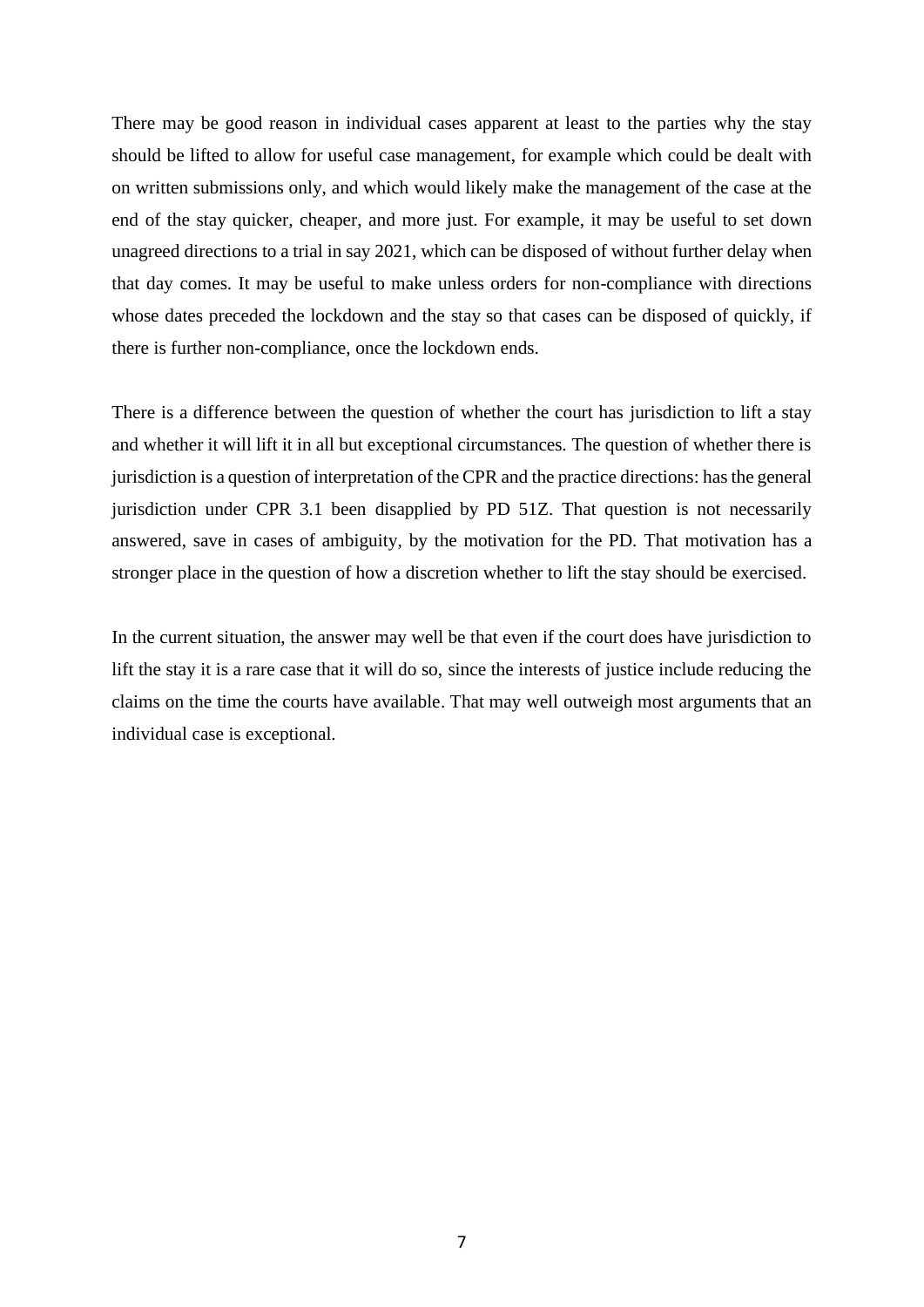There may be good reason in individual cases apparent at least to the parties why the stay should be lifted to allow for useful case management, for example which could be dealt with on written submissions only, and which would likely make the management of the case at the end of the stay quicker, cheaper, and more just. For example, it may be useful to set down unagreed directions to a trial in say 2021, which can be disposed of without further delay when that day comes. It may be useful to make unless orders for non-compliance with directions whose dates preceded the lockdown and the stay so that cases can be disposed of quickly, if there is further non-compliance, once the lockdown ends.

There is a difference between the question of whether the court has jurisdiction to lift a stay and whether it will lift it in all but exceptional circumstances. The question of whether there is jurisdiction is a question of interpretation of the CPR and the practice directions: has the general jurisdiction under CPR 3.1 been disapplied by PD 51Z. That question is not necessarily answered, save in cases of ambiguity, by the motivation for the PD. That motivation has a stronger place in the question of how a discretion whether to lift the stay should be exercised.

In the current situation, the answer may well be that even if the court does have jurisdiction to lift the stay it is a rare case that it will do so, since the interests of justice include reducing the claims on the time the courts have available. That may well outweigh most arguments that an individual case is exceptional.